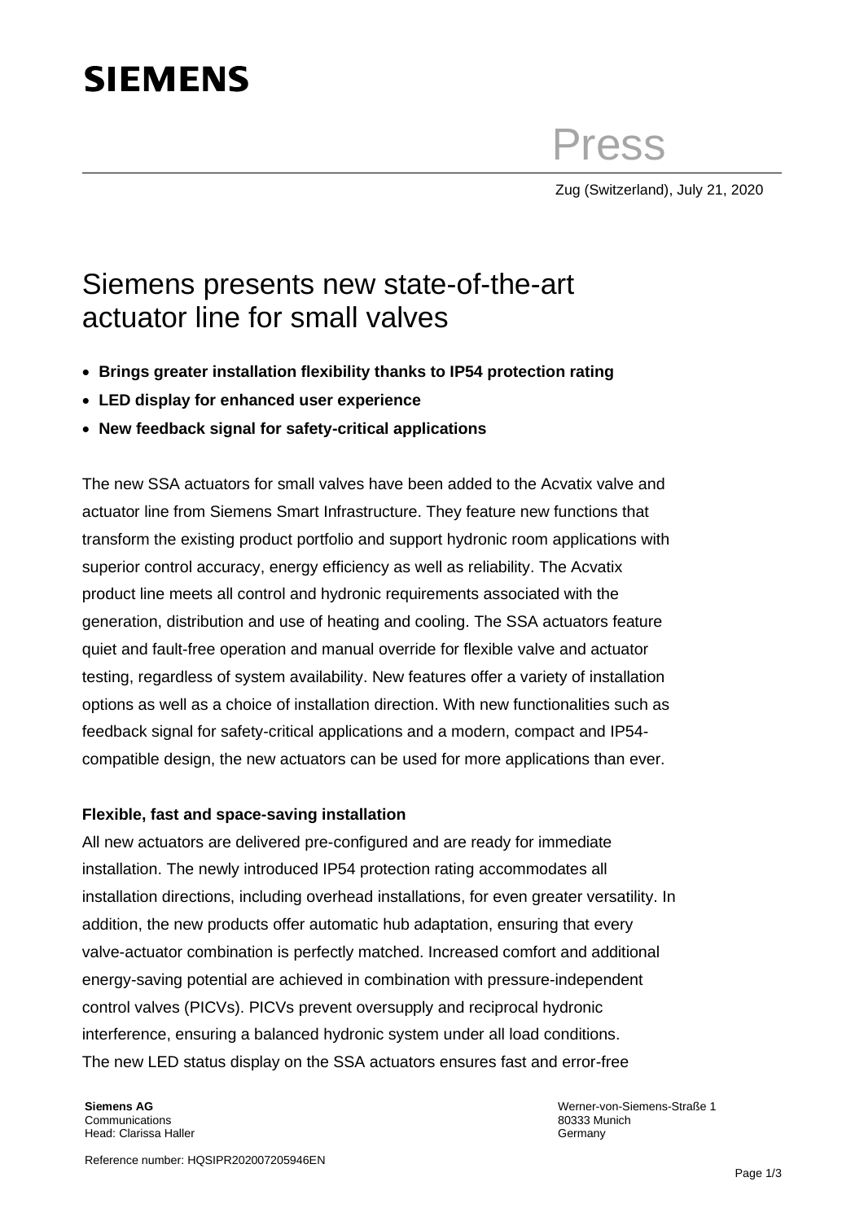SIEMENS

Press

Zug (Switzerland), July 21, 2020

# Siemens presents new state-of-the-art actuator line for small valves

- **Brings greater installation flexibility thanks to IP54 protection rating**
- **LED display for enhanced user experience**
- **New feedback signal for safety-critical applications**

The new SSA actuators for small valves have been added to the Acvatix valve and actuator line from Siemens Smart Infrastructure. They feature new functions that transform the existing product portfolio and support hydronic room applications with superior control accuracy, energy efficiency as well as reliability. The Acvatix product line meets all control and hydronic requirements associated with the generation, distribution and use of heating and cooling. The SSA actuators feature quiet and fault-free operation and manual override for flexible valve and actuator testing, regardless of system availability. New features offer a variety of installation options as well as a choice of installation direction. With new functionalities such as feedback signal for safety-critical applications and a modern, compact and IP54-compatible design, the new actuators can be used for more applications than ever.

**Flexible, fast and space-saving installation**

All new actuators are delivered pre-configured and are ready for immediate installation. The newly introduced IP54 protection rating accommodates all installation directions, including overhead installations, for even greater versatility. In addition, the new products offer automatic hub adaptation, ensuring that every valve-actuator combination is perfectly matched. Increased comfort and additional energy-saving potential are achieved in combination with pressure-independent control valves (PICVs). PICVs prevent oversupply and reciprocal hydronic interference, ensuring a balanced hydronic system under all load conditions.
The new LED status display on the SSA actuators ensures fast and error-free

**Siemens AG**
Communications
Head: Clarissa Haller

Werner-von-Siemens-Straße 1
80333 Munich
Germany

Reference number: HQSIPR202007205946EN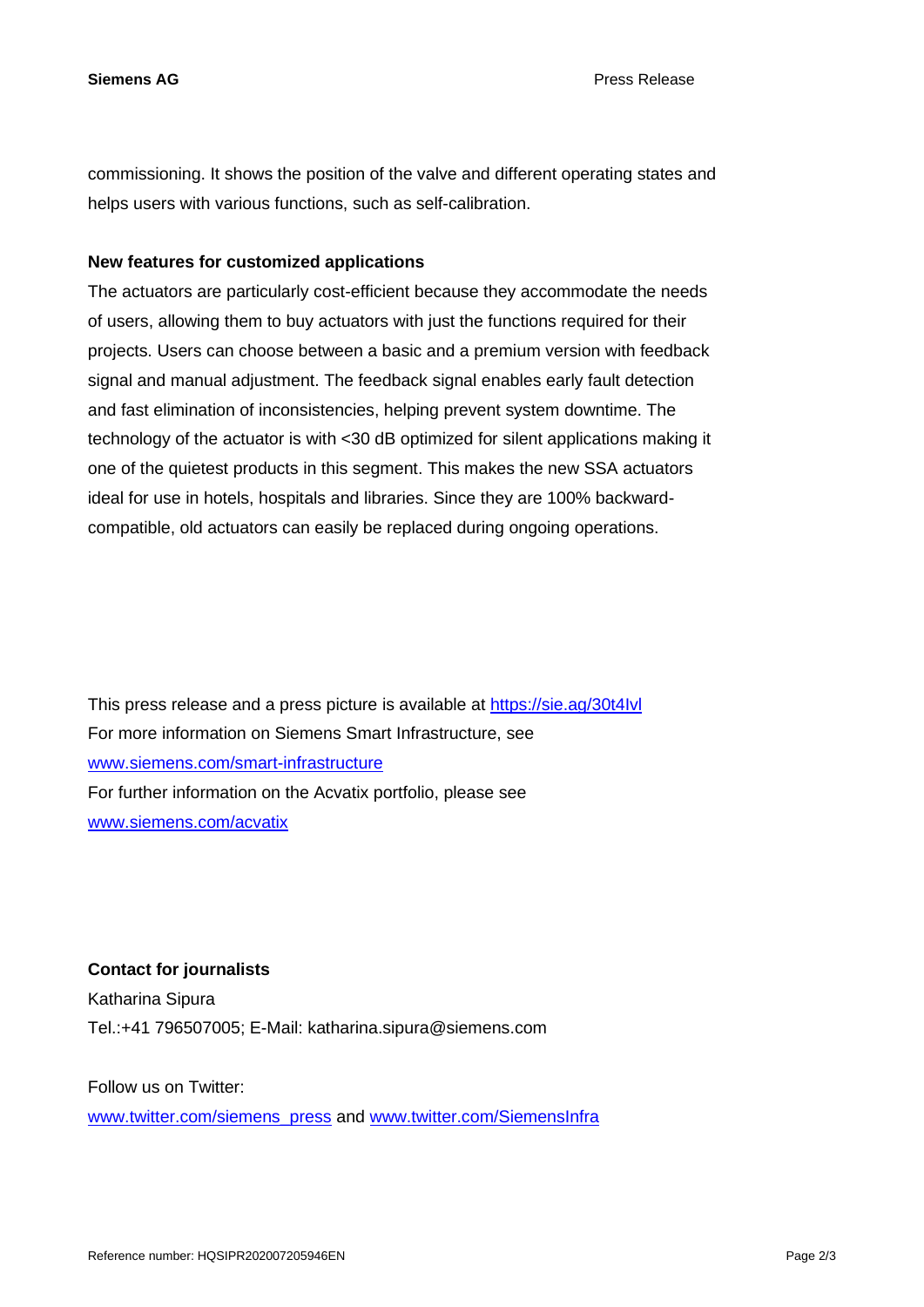commissioning. It shows the position of the valve and different operating states and helps users with various functions, such as self-calibration.

**New features for customized applications**

The actuators are particularly cost-efficient because they accommodate the needs of users, allowing them to buy actuators with just the functions required for their projects. Users can choose between a basic and a premium version with feedback signal and manual adjustment. The feedback signal enables early fault detection and fast elimination of inconsistencies, helping prevent system downtime. The technology of the actuator is with <30 dB optimized for silent applications making it one of the quietest products in this segment. This makes the new SSA actuators ideal for use in hotels, hospitals and libraries. Since they are 100% backward-compatible, old actuators can easily be replaced during ongoing operations.

This press release and a press picture is available at [https://sie.ag/30t4Ivl](https://sie.ag/30t4Ivl)
For more information on Siemens Smart Infrastructure, see
[www.siemens.com/smart-infrastructure](www.siemens.com/smart-infrastructure)
For further information on the Acvatix portfolio, please see
[www.siemens.com/acvatix](www.siemens.com/acvatix)

**Contact for journalists**
Katharina Sipura
Tel.:+41 796507005; E-Mail: katharina.sipura@siemens.com

Follow us on Twitter:
[www.twitter.com/siemens_press](www.twitter.com/siemens_press) and [www.twitter.com/SiemensInfra](www.twitter.com/SiemensInfra)

Reference number: HQSIPR202007205946EN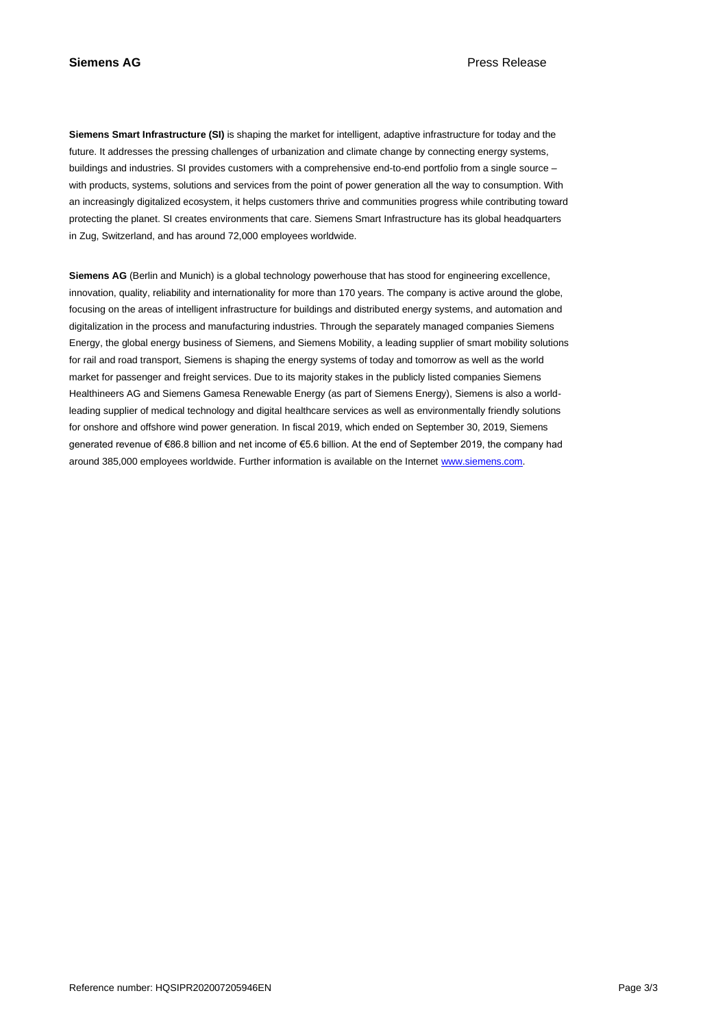**Siemens Smart Infrastructure (SI)** is shaping the market for intelligent, adaptive infrastructure for today and the future. It addresses the pressing challenges of urbanization and climate change by connecting energy systems, buildings and industries. SI provides customers with a comprehensive end-to-end portfolio from a single source – with products, systems, solutions and services from the point of power generation all the way to consumption. With an increasingly digitalized ecosystem, it helps customers thrive and communities progress while contributing toward protecting the planet. SI creates environments that care. Siemens Smart Infrastructure has its global headquarters in Zug, Switzerland, and has around 72,000 employees worldwide.

**Siemens AG** (Berlin and Munich) is a global technology powerhouse that has stood for engineering excellence, innovation, quality, reliability and internationality for more than 170 years. The company is active around the globe, focusing on the areas of intelligent infrastructure for buildings and distributed energy systems, and automation and digitalization in the process and manufacturing industries. Through the separately managed companies Siemens Energy, the global energy business of Siemens, and Siemens Mobility, a leading supplier of smart mobility solutions for rail and road transport, Siemens is shaping the energy systems of today and tomorrow as well as the world market for passenger and freight services. Due to its majority stakes in the publicly listed companies Siemens Healthineers AG and Siemens Gamesa Renewable Energy (as part of Siemens Energy), Siemens is also a world-leading supplier of medical technology and digital healthcare services as well as environmentally friendly solutions for onshore and offshore wind power generation. In fiscal 2019, which ended on September 30, 2019, Siemens generated revenue of €86.8 billion and net income of €5.6 billion. At the end of September 2019, the company had around 385,000 employees worldwide. Further information is available on the Internet www.siemens.com.

Reference number: HQSIPR202007205946EN